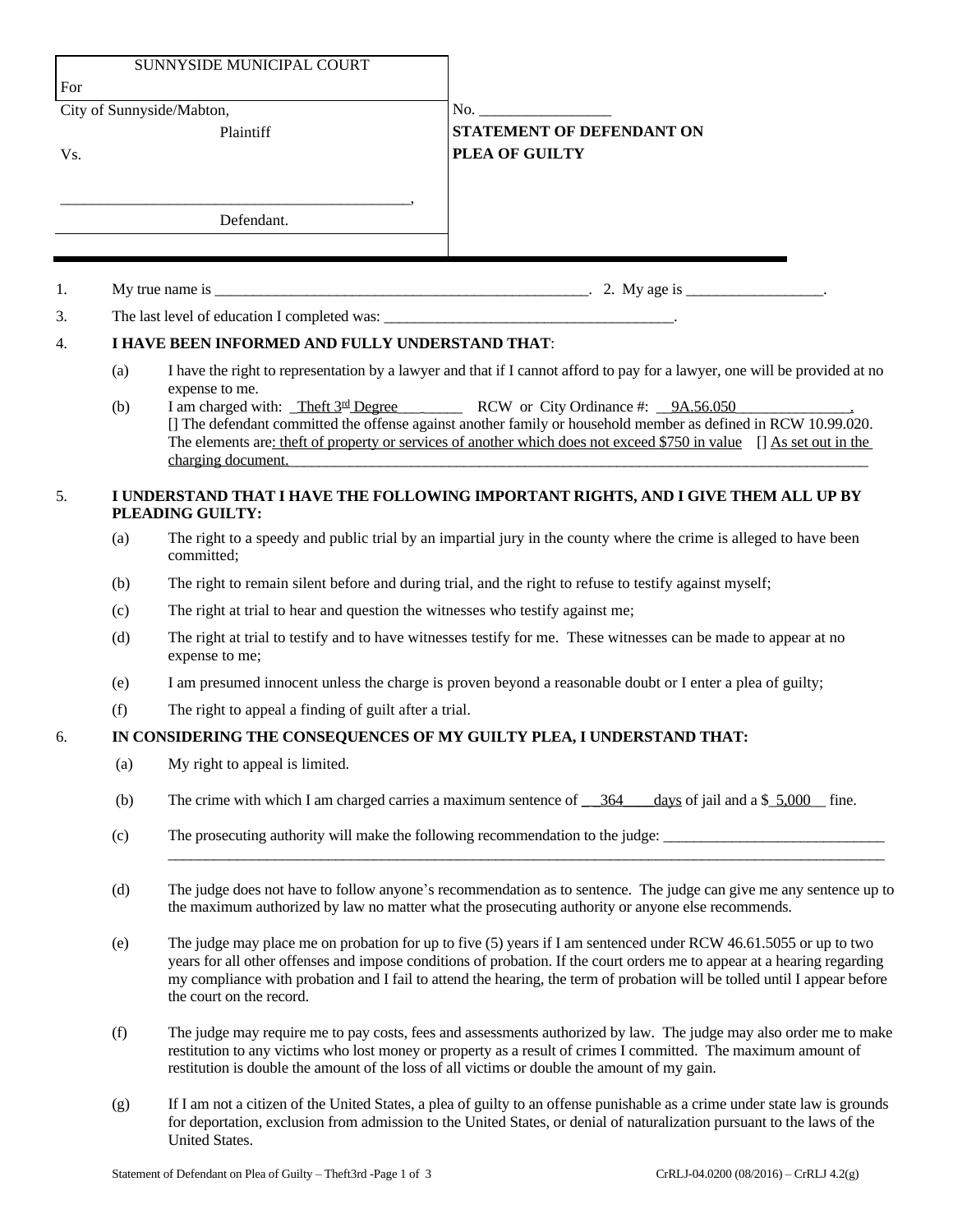SUNNYSIDE MUNICIPAL COURT
For

City of Sunnyside/Mabton,
Plaintiff

Vs.

_____________________________________________,
Defendant.

No. _________________

**STATEMENT OF DEFENDANT ON PLEA OF GUILTY**

1. My true name is ___________________________________________________. 2. My age is __________________.

3. The last level of education I completed was: ______________________________________.

4. **I HAVE BEEN INFORMED AND FULLY UNDERSTAND THAT**:

   (a) I have the right to representation by a lawyer and that if I cannot afford to pay for a lawyer, one will be provided at no expense to me.

   (b) I am charged with: _Theft 3rd Degree________ RCW or City Ordinance #: __9A.56.050_______________.
   [] The defendant committed the offense against another family or household member as defined in RCW 10.99.020.
   The elements are: theft of property or services of another which does not exceed $750 in value [] As set out in the charging document.

5. **I UNDERSTAND THAT I HAVE THE FOLLOWING IMPORTANT RIGHTS, AND I GIVE THEM ALL UP BY PLEADING GUILTY:**

   (a) The right to a speedy and public trial by an impartial jury in the county where the crime is alleged to have been committed;

   (b) The right to remain silent before and during trial, and the right to refuse to testify against myself;

   (c) The right at trial to hear and question the witnesses who testify against me;

   (d) The right at trial to testify and to have witnesses testify for me. These witnesses can be made to appear at no expense to me;

   (e) I am presumed innocent unless the charge is proven beyond a reasonable doubt or I enter a plea of guilty;

   (f) The right to appeal a finding of guilt after a trial.

6. **IN CONSIDERING THE CONSEQUENCES OF MY GUILTY PLEA, I UNDERSTAND THAT:**

   (a) My right to appeal is limited.

   (b) The crime with which I am charged carries a maximum sentence of __364____days of jail and a $_5,000__ fine.

   (c) The prosecuting authority will make the following recommendation to the judge: _____________________________
   ____________________________________________________________________________________________________

   (d) The judge does not have to follow anyone's recommendation as to sentence. The judge can give me any sentence up to the maximum authorized by law no matter what the prosecuting authority or anyone else recommends.

   (e) The judge may place me on probation for up to five (5) years if I am sentenced under RCW 46.61.5055 or up to two years for all other offenses and impose conditions of probation. If the court orders me to appear at a hearing regarding my compliance with probation and I fail to attend the hearing, the term of probation will be tolled until I appear before the court on the record.

   (f) The judge may require me to pay costs, fees and assessments authorized by law. The judge may also order me to make restitution to any victims who lost money or property as a result of crimes I committed. The maximum amount of restitution is double the amount of the loss of all victims or double the amount of my gain.

   (g) If I am not a citizen of the United States, a plea of guilty to an offense punishable as a crime under state law is grounds for deportation, exclusion from admission to the United States, or denial of naturalization pursuant to the laws of the United States.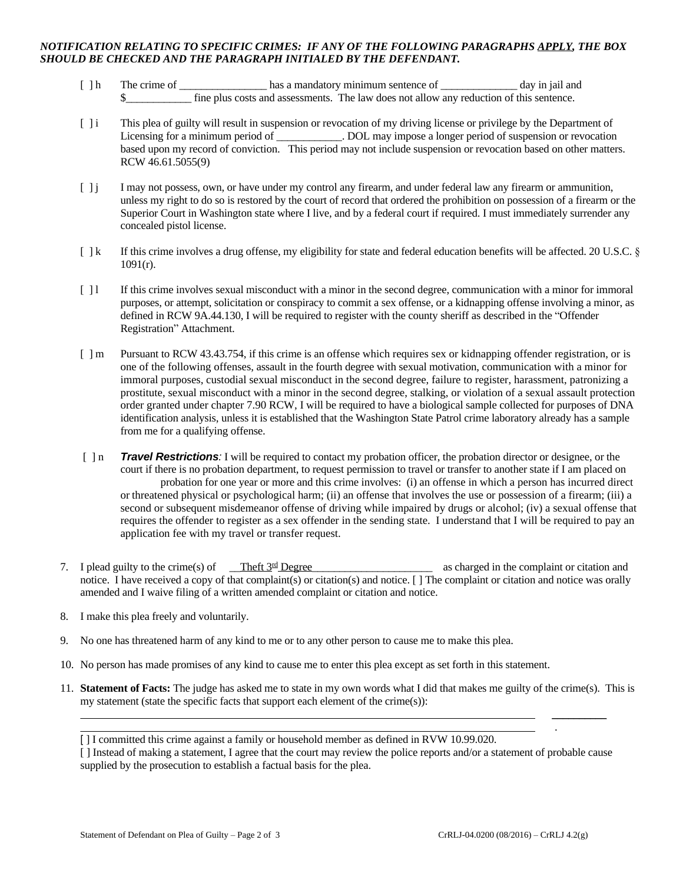***NOTIFICATION RELATING TO SPECIFIC CRIMES: IF ANY OF THE FOLLOWING PARAGRAPHS <u>APPLY</u>, THE BOX SHOULD BE CHECKED AND THE PARAGRAPH INITIALED BY THE DEFENDANT.***

[ ] h The crime of ________________ has a mandatory minimum sentence of ______________ day in jail and $____________ fine plus costs and assessments. The law does not allow any reduction of this sentence.

[ ] i This plea of guilty will result in suspension or revocation of my driving license or privilege by the Department of Licensing for a minimum period of ____________. DOL may impose a longer period of suspension or revocation based upon my record of conviction. This period may not include suspension or revocation based on other matters. RCW 46.61.5055(9)

[ ] j I may not possess, own, or have under my control any firearm, and under federal law any firearm or ammunition, unless my right to do so is restored by the court of record that ordered the prohibition on possession of a firearm or the Superior Court in Washington state where I live, and by a federal court if required. I must immediately surrender any concealed pistol license.

[ ] k If this crime involves a drug offense, my eligibility for state and federal education benefits will be affected. 20 U.S.C. § 1091(r).

[ ] l If this crime involves sexual misconduct with a minor in the second degree, communication with a minor for immoral purposes, or attempt, solicitation or conspiracy to commit a sex offense, or a kidnapping offense involving a minor, as defined in RCW 9A.44.130, I will be required to register with the county sheriff as described in the "Offender Registration" Attachment.

[ ] m Pursuant to RCW 43.43.754, if this crime is an offense which requires sex or kidnapping offender registration, or is one of the following offenses, assault in the fourth degree with sexual motivation, communication with a minor for immoral purposes, custodial sexual misconduct in the second degree, failure to register, harassment, patronizing a prostitute, sexual misconduct with a minor in the second degree, stalking, or violation of a sexual assault protection order granted under chapter 7.90 RCW, I will be required to have a biological sample collected for purposes of DNA identification analysis, unless it is established that the Washington State Patrol crime laboratory already has a sample from me for a qualifying offense.

[ ] n ***Travel Restrictions****:* I will be required to contact my probation officer, the probation director or designee, or the court if there is no probation department, to request permission to travel or transfer to another state if I am placed on probation for one year or more and this crime involves: (i) an offense in which a person has incurred direct or threatened physical or psychological harm; (ii) an offense that involves the use or possession of a firearm; (iii) a second or subsequent misdemeanor offense of driving while impaired by drugs or alcohol; (iv) a sexual offense that requires the offender to register as a sex offender in the sending state. I understand that I will be required to pay an application fee with my travel or transfer request.

7. I plead guilty to the crime(s) of __<u>Theft 3rd Degree</u>______________________ as charged in the complaint or citation and notice. I have received a copy of that complaint(s) or citation(s) and notice. [ ] The complaint or citation and notice was orally amended and I waive filing of a written amended complaint or citation and notice.

8. I make this plea freely and voluntarily.

9. No one has threatened harm of any kind to me or to any other person to cause me to make this plea.

10. No person has made promises of any kind to cause me to enter this plea except as set forth in this statement.

11. **Statement of Facts:** The judge has asked me to state in my own words what I did that makes me guilty of the crime(s). This is my statement (state the specific facts that support each element of the crime(s)):

    ______________________________________________________________________________ __________

    ______________________________________________________________________________ .

    [ ] I committed this crime against a family or household member as defined in RVW 10.99.020.

    [ ] Instead of making a statement, I agree that the court may review the police reports and/or a statement of probable cause supplied by the prosecution to establish a factual basis for the plea.

Statement of Defendant on Plea of Guilty – Page 2 of 3 CrRLJ-04.0200 (08/2016) – CrRLJ 4.2(g)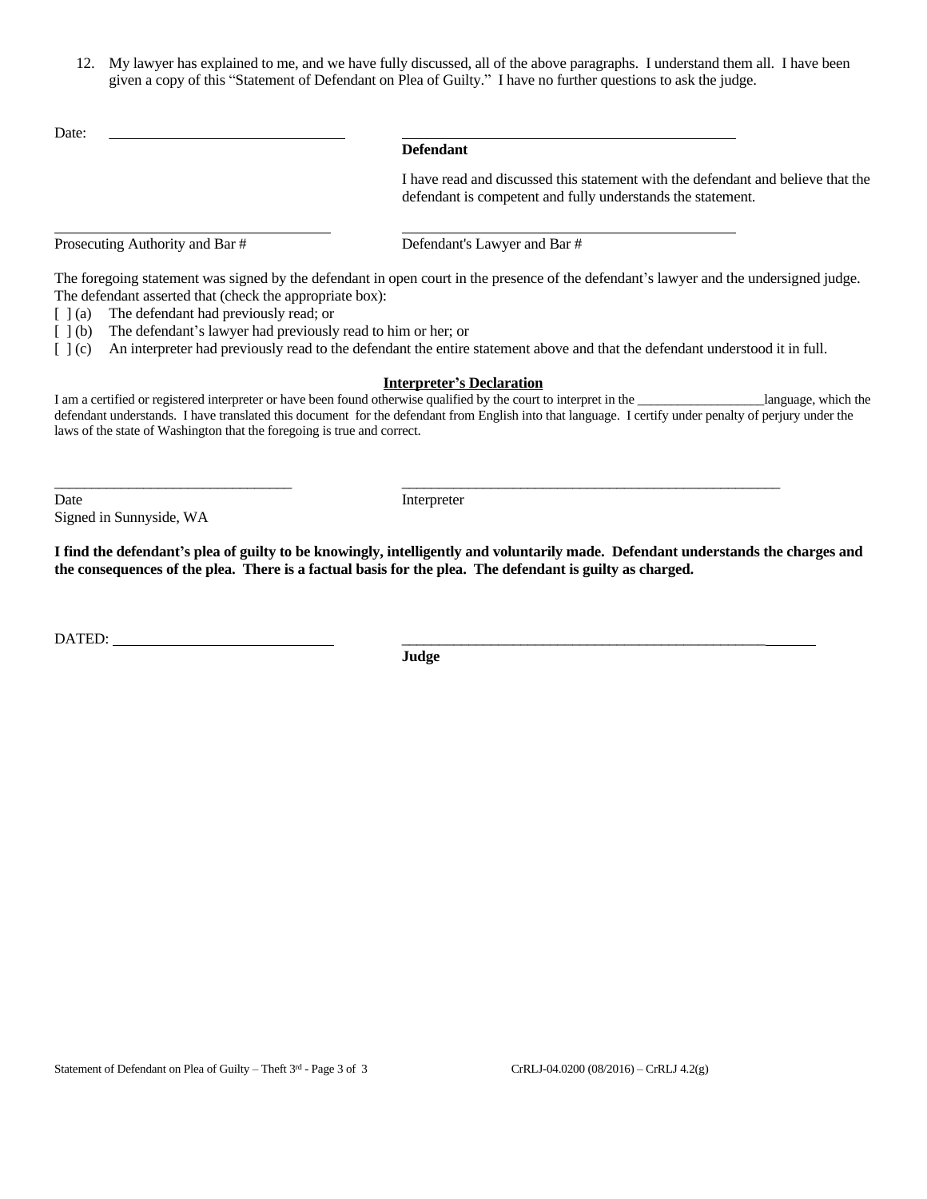12. My lawyer has explained to me, and we have fully discussed, all of the above paragraphs. I understand them all. I have been given a copy of this "Statement of Defendant on Plea of Guilty." I have no further questions to ask the judge.

Date: ______________________________

______________________________
**Defendant**

I have read and discussed this statement with the defendant and believe that the defendant is competent and fully understands the statement.

______________________________
Prosecuting Authority and Bar #

______________________________
Defendant's Lawyer and Bar #

The foregoing statement was signed by the defendant in open court in the presence of the defendant's lawyer and the undersigned judge. The defendant asserted that (check the appropriate box):

[ ] (a) The defendant had previously read; or
[ ] (b) The defendant's lawyer had previously read to him or her; or
[ ] (c) An interpreter had previously read to the defendant the entire statement above and that the defendant understood it in full.

**Interpreter's Declaration**

I am a certified or registered interpreter or have been found otherwise qualified by the court to interpret in the ___________________language, which the defendant understands. I have translated this document for the defendant from English into that language. I certify under penalty of perjury under the laws of the state of Washington that the foregoing is true and correct.

______________________________
Date
Signed in Sunnyside, WA

______________________________
Interpreter

**I find the defendant's plea of guilty to be knowingly, intelligently and voluntarily made. Defendant understands the charges and the consequences of the plea. There is a factual basis for the plea. The defendant is guilty as charged.**

DATED: ______________________________

______________________________
**Judge**

Statement of Defendant on Plea of Guilty – Theft 3rd CrRLJ-04.0200 (08/2016) – CrRLJ 4.2(g)